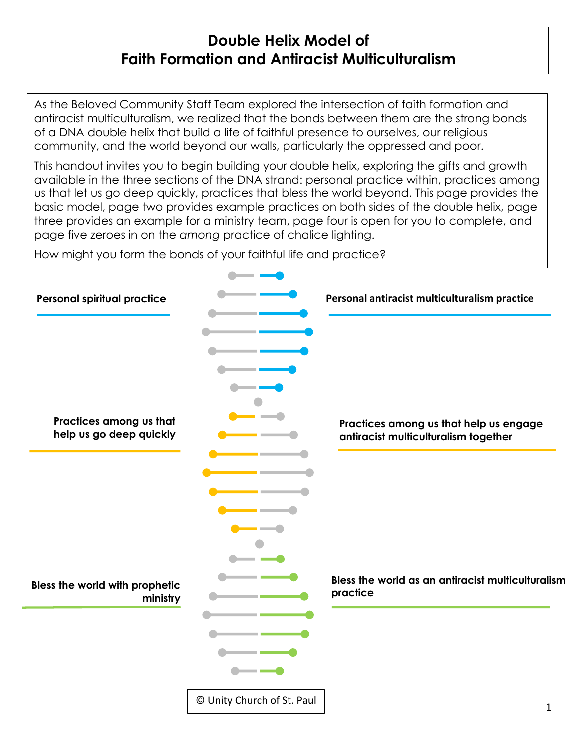# Double Helix Model of Faith Formation and Antiracist Multiculturalism

As the Beloved Community Staff Team explored the intersection of faith formation and antiracist multiculturalism, we realized that the bonds between them are the strong bonds of a DNA double helix that build a life of faithful presence to ourselves, our religious community, and the world beyond our walls, particularly the oppressed and poor.

This handout invites you to begin building your double helix, exploring the gifts and growth available in the three sections of the DNA strand: personal practice within, practices among us that let us go deep quickly, practices that bless the world beyond. This page provides the basic model, page two provides example practices on both sides of the double helix, page three provides an example for a ministry team, page four is open for you to complete, and page five zeroes in on the *among* practice of chalice lighting.

How might you form the bonds of your faithful life and practice?

**Personal spiritual practice**

**Personal antiracist multiculturalism practice**

**Practices among us that help us go deep quickly**

**Practices among us that help us engage antiracist multiculturalism together**

**Bless the world with prophetic ministry**

**Bless the world as an antiracist multiculturalism practice**

© Unity Church of St. Paul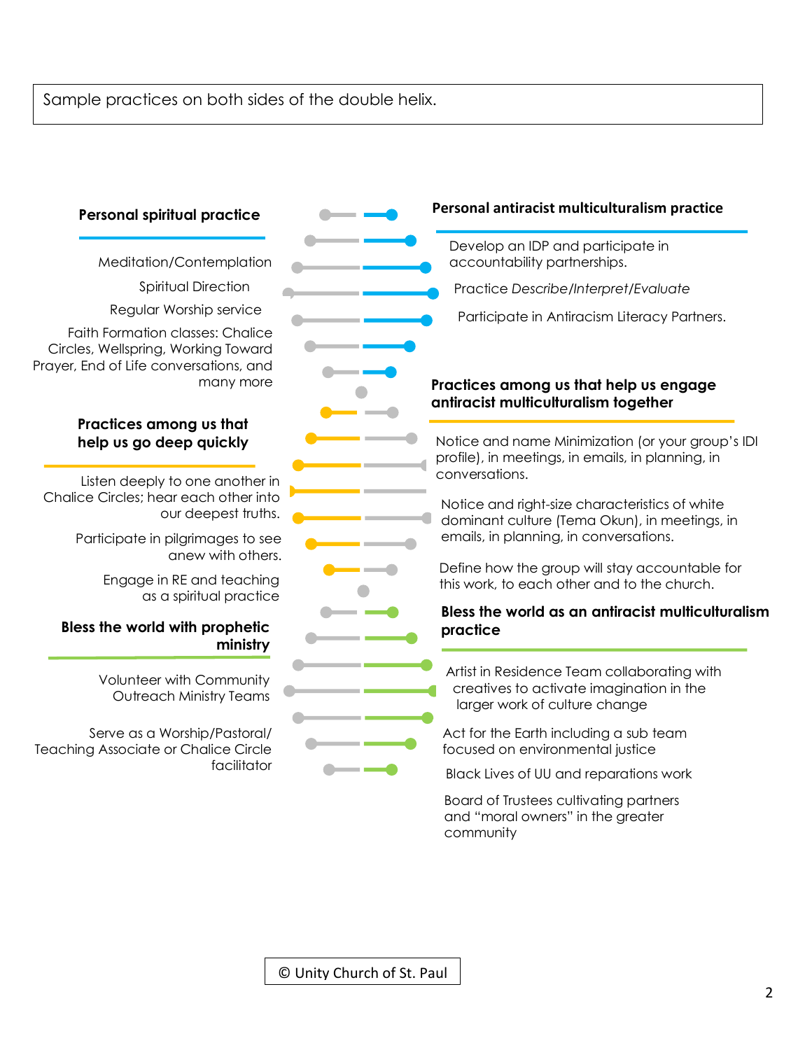Sample practices on both sides of the double helix.

**Personal spiritual practice**

Meditation/Contemplation

Spiritual Direction

Regular Worship service

Faith Formation classes: Chalice Circles, Wellspring, Working Toward Prayer, End of Life conversations, and many more

**Personal antiracist multiculturalism practice**

Develop an IDP and participate in accountability partnerships.

Practice *Describe/Interpret/Evaluate*

Participate in Antiracism Literacy Partners.

**Practices among us that help us go deep quickly**

Listen deeply to one another in Chalice Circles; hear each other into our deepest truths.

Participate in pilgrimages to see anew with others.

Engage in RE and teaching as a spiritual practice

**Practices among us that help us engage antiracist multiculturalism together**

Notice and name Minimization (or your group's IDI profile), in meetings, in emails, in planning, in conversations.

Notice and right-size characteristics of white dominant culture (Tema Okun), in meetings, in emails, in planning, in conversations.

Define how the group will stay accountable for this work, to each other and to the church.

**Bless the world with prophetic ministry**

Volunteer with Community Outreach Ministry Teams

Serve as a Worship/Pastoral/ Teaching Associate or Chalice Circle facilitator

**Bless the world as an antiracist multiculturalism practice**

Artist in Residence Team collaborating with creatives to activate imagination in the larger work of culture change

Act for the Earth including a sub team focused on environmental justice

Black Lives of UU and reparations work

Board of Trustees cultivating partners and "moral owners" in the greater community

© Unity Church of St. Paul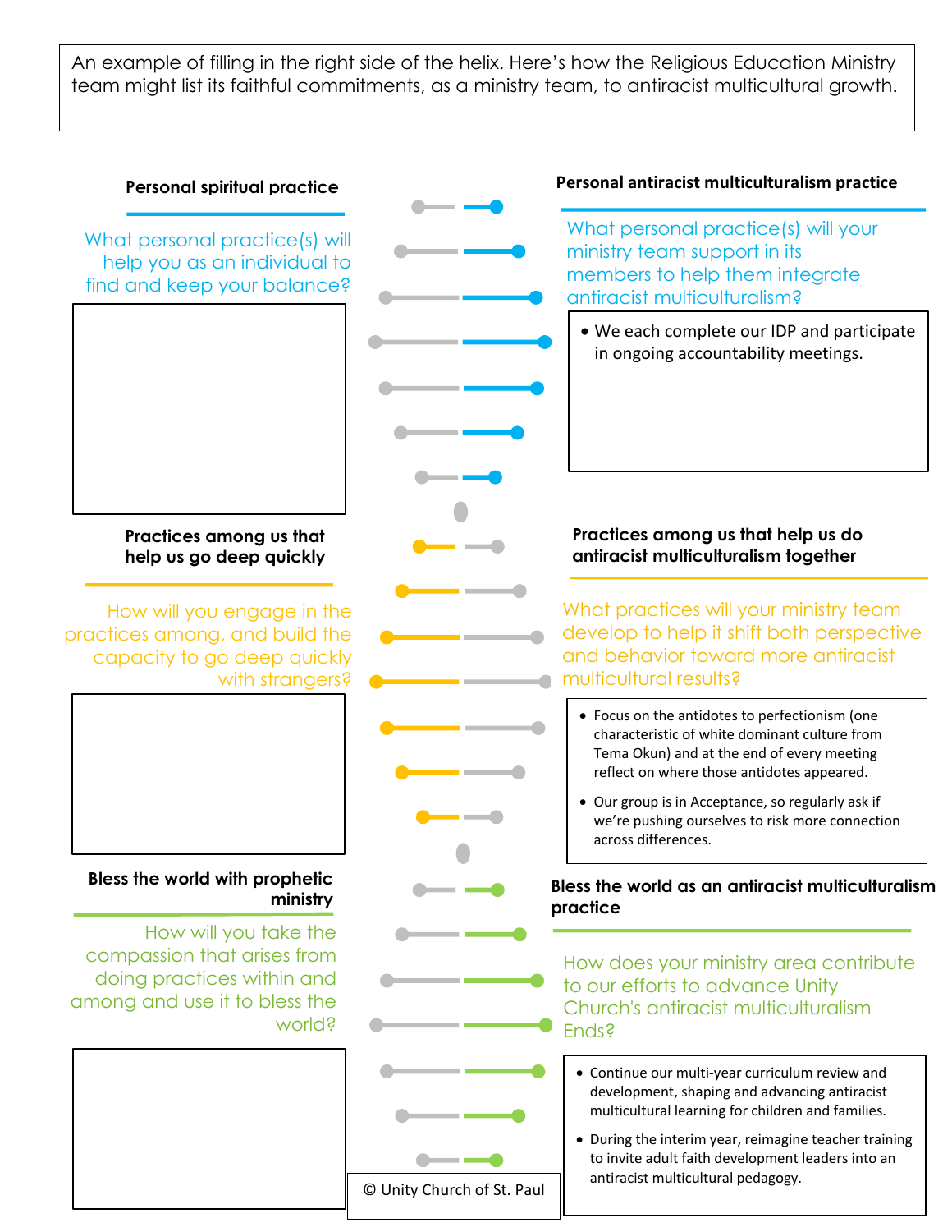An example of filling in the right side of the helix. Here's how the Religious Education Ministry team might list its faithful commitments, as a ministry team, to antiracist multicultural growth.

### Personal spiritual practice

What personal practice(s) will help you as an individual to find and keep your balance?

### Personal antiracist multiculturalism practice

What personal practice(s) will your ministry team support in its members to help them integrate antiracist multiculturalism?

- We each complete our IDP and participate in ongoing accountability meetings.

### Practices among us that help us go deep quickly

How will you engage in the practices among, and build the capacity to go deep quickly with strangers?

### Practices among us that help us do antiracist multiculturalism together

What practices will your ministry team develop to help it shift both perspective and behavior toward more antiracist multicultural results?

- Focus on the antidotes to perfectionism (one characteristic of white dominant culture from Tema Okun) and at the end of every meeting reflect on where those antidotes appeared.
- Our group is in Acceptance, so regularly ask if we're pushing ourselves to risk more connection across differences.

### Bless the world with prophetic ministry

How will you take the compassion that arises from doing practices within and among and use it to bless the world?

### Bless the world as an antiracist multiculturalism practice

How does your ministry area contribute to our efforts to advance Unity Church's antiracist multiculturalism Ends?

- Continue our multi-year curriculum review and development, shaping and advancing antiracist multicultural learning for children and families.
- During the interim year, reimagine teacher training to invite adult faith development leaders into an antiracist multicultural pedagogy.

© Unity Church of St. Paul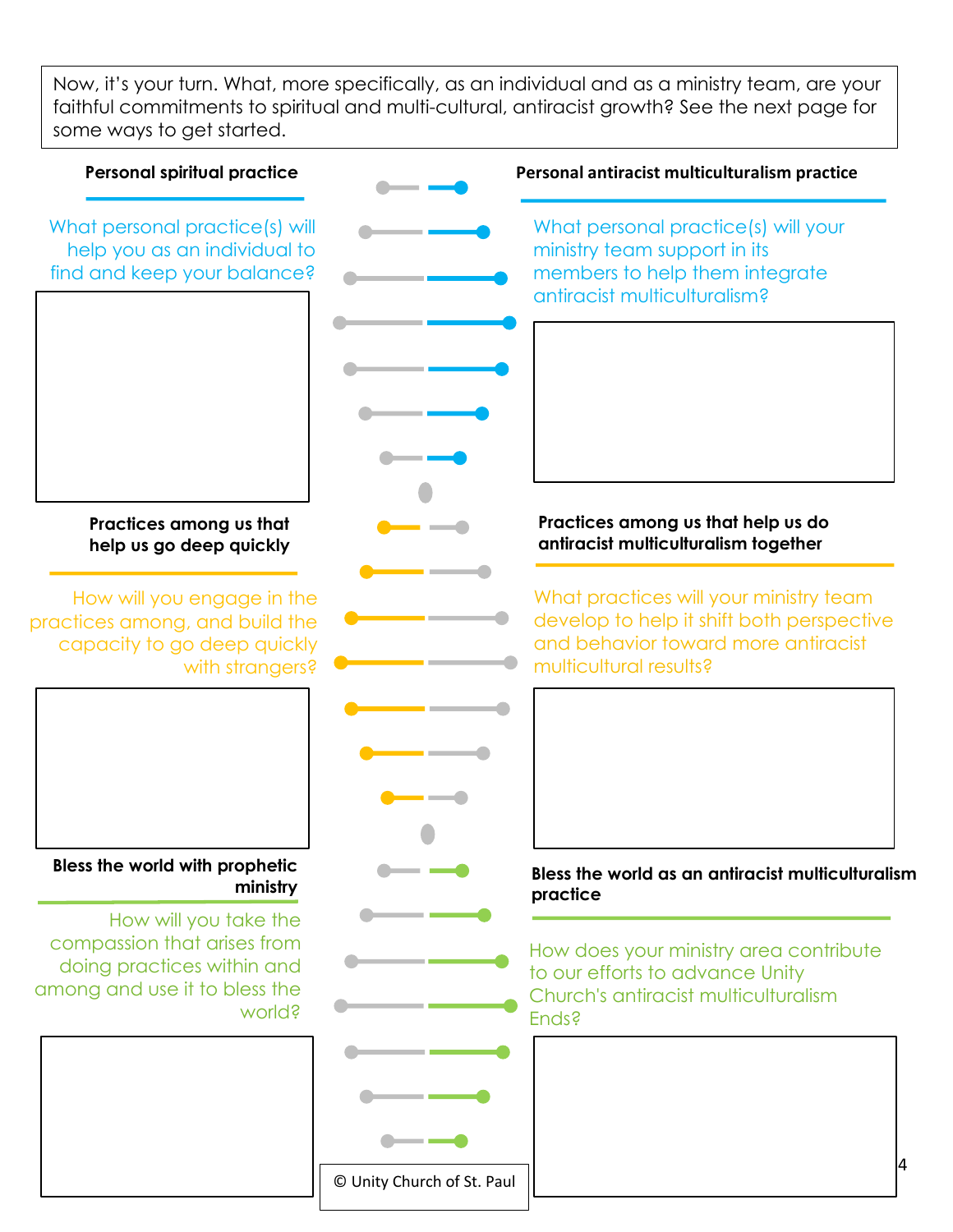Now, it's your turn. What, more specifically, as an individual and as a ministry team, are your faithful commitments to spiritual and multi-cultural, antiracist growth? See the next page for some ways to get started.

**Personal spiritual practice**

What personal practice(s) will help you as an individual to find and keep your balance?

**Personal antiracist multiculturalism practice**

What personal practice(s) will your ministry team support in its members to help them integrate antiracist multiculturalism?

**Practices among us that help us go deep quickly**

How will you engage in the practices among, and build the capacity to go deep quickly with strangers?

**Practices among us that help us do antiracist multiculturalism together**

What practices will your ministry team develop to help it shift both perspective and behavior toward more antiracist multicultural results?

**Bless the world with prophetic ministry**

How will you take the compassion that arises from doing practices within and among and use it to bless the world?

**Bless the world as an antiracist multiculturalism practice**

How does your ministry area contribute to our efforts to advance Unity Church's antiracist multiculturalism Ends?

© Unity Church of St. Paul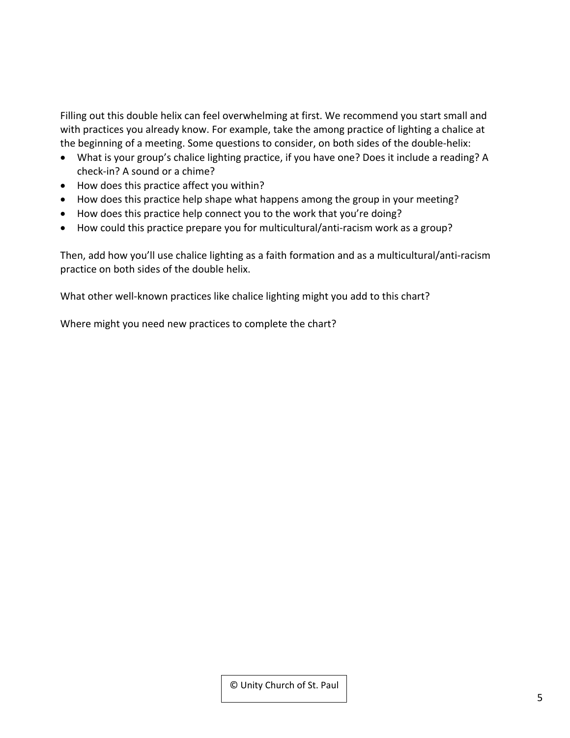Filling out this double helix can feel overwhelming at first. We recommend you start small and with practices you already know. For example, take the among practice of lighting a chalice at the beginning of a meeting. Some questions to consider, on both sides of the double-helix:

- What is your group's chalice lighting practice, if you have one? Does it include a reading? A check-in? A sound or a chime?
- How does this practice affect you within?
- How does this practice help shape what happens among the group in your meeting?
- How does this practice help connect you to the work that you're doing?
- How could this practice prepare you for multicultural/anti-racism work as a group?

Then, add how you'll use chalice lighting as a faith formation and as a multicultural/anti-racism practice on both sides of the double helix.

What other well-known practices like chalice lighting might you add to this chart?

Where might you need new practices to complete the chart?

© Unity Church of St. Paul